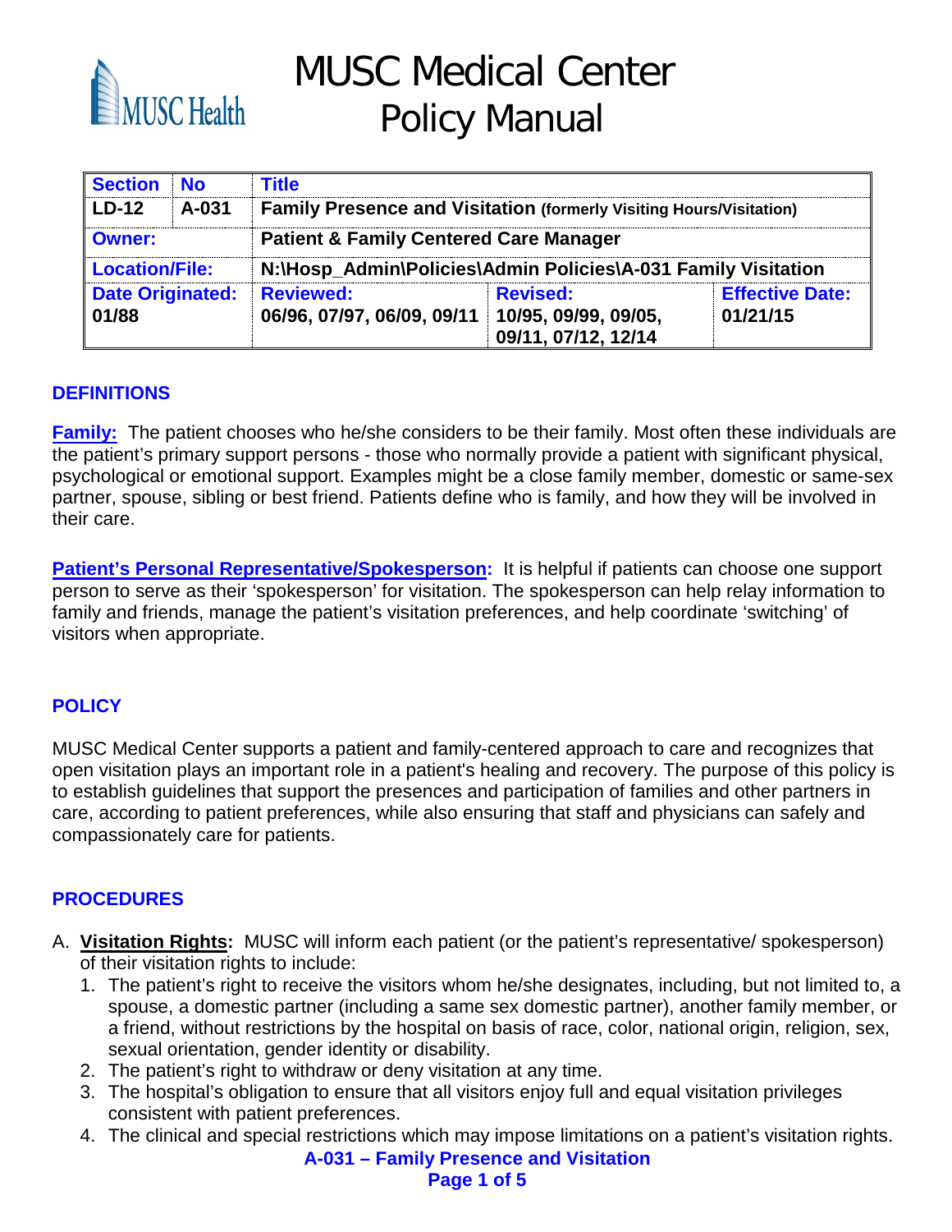# MUSC Medical Center Policy Manual

| Section | No | Title | | |
|---|---|---|---|---|
| LD-12 | A-031 | **Family Presence and Visitation** (formerly Visiting Hours/Visitation) | | |
| Owner: | | Patient & Family Centered Care Manager | | |
| Location/File: | | N:\Hosp_Admin\Policies\Admin Policies\A-031 Family Visitation | | |
| Date Originated: 01/88 | | Reviewed: 06/96, 07/97, 06/09, 09/11 | Revised: 10/95, 09/99, 09/05, 09/11, 07/12, 12/14 | Effective Date: 01/21/15 |

## DEFINITIONS

**Family:** The patient chooses who he/she considers to be their family. Most often these individuals are the patient's primary support persons - those who normally provide a patient with significant physical, psychological or emotional support. Examples might be a close family member, domestic or same-sex partner, spouse, sibling or best friend. Patients define who is family, and how they will be involved in their care.

**Patient's Personal Representative/Spokesperson:** It is helpful if patients can choose one support person to serve as their 'spokesperson' for visitation. The spokesperson can help relay information to family and friends, manage the patient's visitation preferences, and help coordinate 'switching' of visitors when appropriate.

## POLICY

MUSC Medical Center supports a patient and family-centered approach to care and recognizes that open visitation plays an important role in a patient's healing and recovery. The purpose of this policy is to establish guidelines that support the presences and participation of families and other partners in care, according to patient preferences, while also ensuring that staff and physicians can safely and compassionately care for patients.

## PROCEDURES

A. **Visitation Rights:** MUSC will inform each patient (or the patient's representative/ spokesperson) of their visitation rights to include:
   1. The patient's right to receive the visitors whom he/she designates, including, but not limited to, a spouse, a domestic partner (including a same sex domestic partner), another family member, or a friend, without restrictions by the hospital on basis of race, color, national origin, religion, sex, sexual orientation, gender identity or disability.
   2. The patient's right to withdraw or deny visitation at any time.
   3. The hospital's obligation to ensure that all visitors enjoy full and equal visitation privileges consistent with patient preferences.
   4. The clinical and special restrictions which may impose limitations on a patient's visitation rights.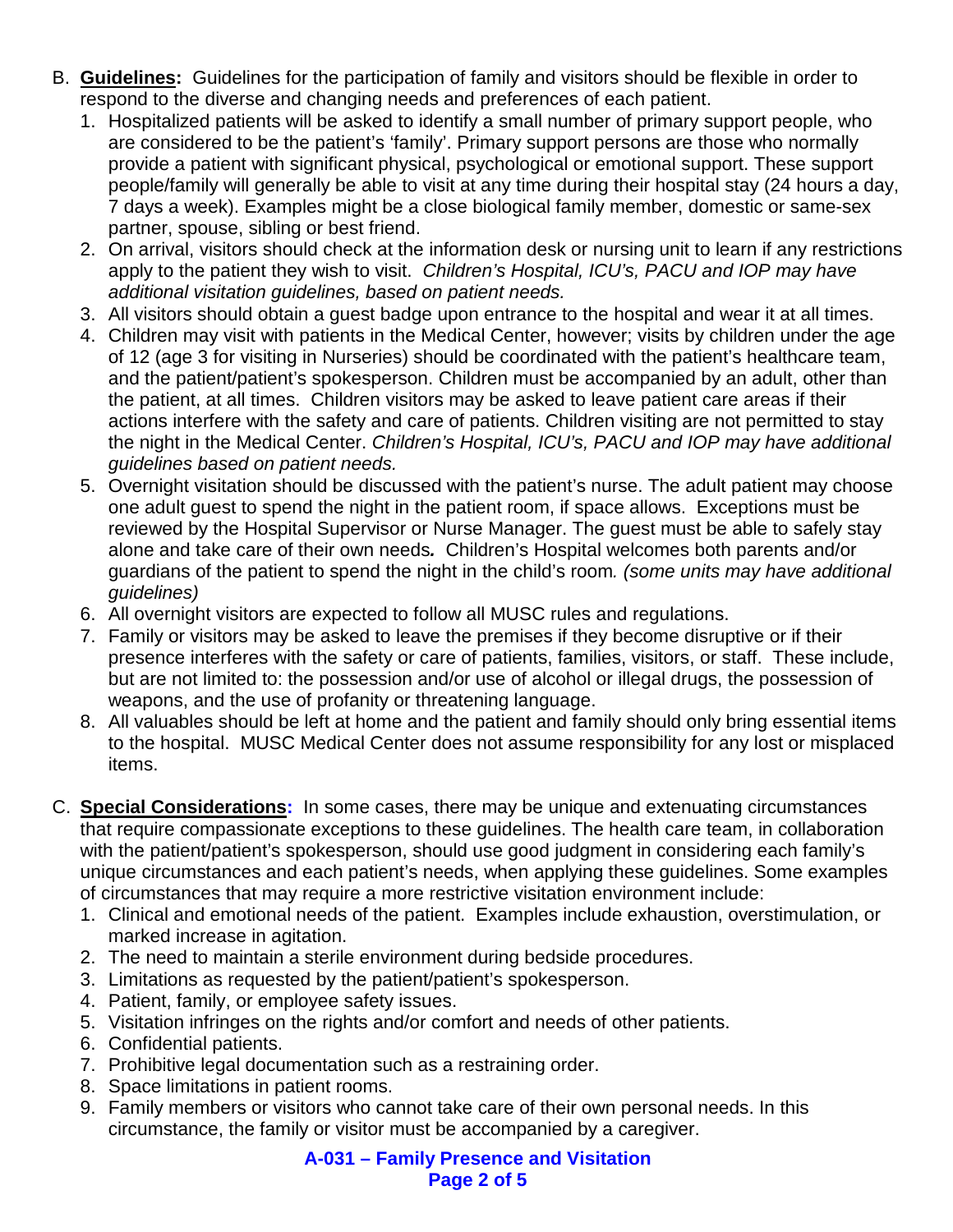B. **Guidelines:** Guidelines for the participation of family and visitors should be flexible in order to respond to the diverse and changing needs and preferences of each patient.

1. Hospitalized patients will be asked to identify a small number of primary support people, who are considered to be the patient's 'family'. Primary support persons are those who normally provide a patient with significant physical, psychological or emotional support. These support people/family will generally be able to visit at any time during their hospital stay (24 hours a day, 7 days a week). Examples might be a close biological family member, domestic or same-sex partner, spouse, sibling or best friend.
2. On arrival, visitors should check at the information desk or nursing unit to learn if any restrictions apply to the patient they wish to visit. *Children's Hospital, ICU's, PACU and IOP may have additional visitation guidelines, based on patient needs.*
3. All visitors should obtain a guest badge upon entrance to the hospital and wear it at all times.
4. Children may visit with patients in the Medical Center, however; visits by children under the age of 12 (age 3 for visiting in Nurseries) should be coordinated with the patient's healthcare team, and the patient/patient's spokesperson. Children must be accompanied by an adult, other than the patient, at all times. Children visitors may be asked to leave patient care areas if their actions interfere with the safety and care of patients. Children visiting are not permitted to stay the night in the Medical Center. *Children's Hospital, ICU's, PACU and IOP may have additional guidelines based on patient needs.*
5. Overnight visitation should be discussed with the patient's nurse. The adult patient may choose one adult guest to spend the night in the patient room, if space allows. Exceptions must be reviewed by the Hospital Supervisor or Nurse Manager. The guest must be able to safely stay alone and take care of their own needs. Children's Hospital welcomes both parents and/or guardians of the patient to spend the night in the child's room. *(some units may have additional guidelines)*
6. All overnight visitors are expected to follow all MUSC rules and regulations.
7. Family or visitors may be asked to leave the premises if they become disruptive or if their presence interferes with the safety or care of patients, families, visitors, or staff. These include, but are not limited to: the possession and/or use of alcohol or illegal drugs, the possession of weapons, and the use of profanity or threatening language.
8. All valuables should be left at home and the patient and family should only bring essential items to the hospital. MUSC Medical Center does not assume responsibility for any lost or misplaced items.

C. **Special Considerations:** In some cases, there may be unique and extenuating circumstances that require compassionate exceptions to these guidelines. The health care team, in collaboration with the patient/patient's spokesperson, should use good judgment in considering each family's unique circumstances and each patient's needs, when applying these guidelines. Some examples of circumstances that may require a more restrictive visitation environment include:

1. Clinical and emotional needs of the patient. Examples include exhaustion, overstimulation, or marked increase in agitation.
2. The need to maintain a sterile environment during bedside procedures.
3. Limitations as requested by the patient/patient's spokesperson.
4. Patient, family, or employee safety issues.
5. Visitation infringes on the rights and/or comfort and needs of other patients.
6. Confidential patients.
7. Prohibitive legal documentation such as a restraining order.
8. Space limitations in patient rooms.
9. Family members or visitors who cannot take care of their own personal needs. In this circumstance, the family or visitor must be accompanied by a caregiver.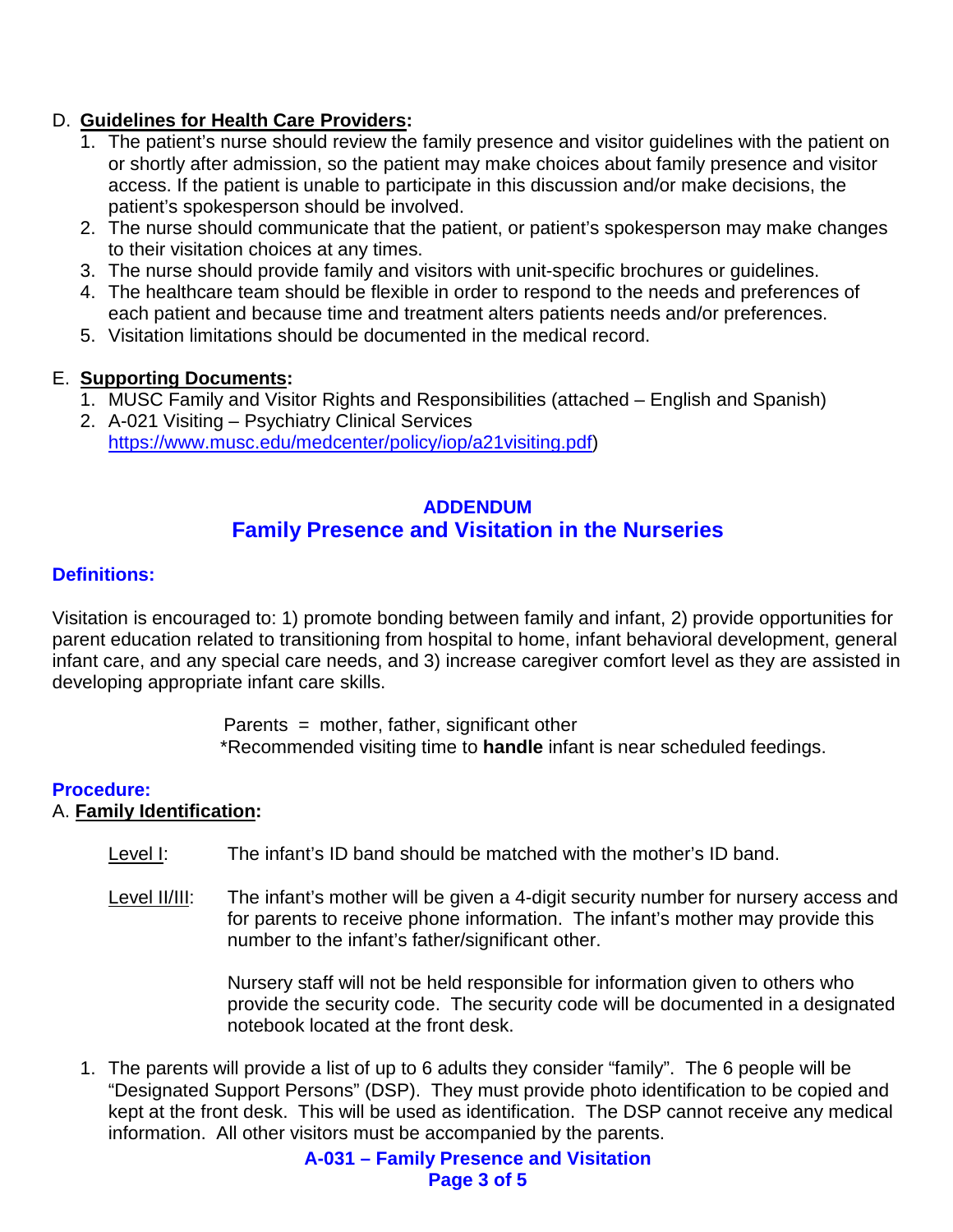D. **Guidelines for Health Care Providers:**

1. The patient's nurse should review the family presence and visitor guidelines with the patient on or shortly after admission, so the patient may make choices about family presence and visitor access. If the patient is unable to participate in this discussion and/or make decisions, the patient's spokesperson should be involved.
2. The nurse should communicate that the patient, or patient's spokesperson may make changes to their visitation choices at any times.
3. The nurse should provide family and visitors with unit-specific brochures or guidelines.
4. The healthcare team should be flexible in order to respond to the needs and preferences of each patient and because time and treatment alters patients needs and/or preferences.
5. Visitation limitations should be documented in the medical record.

E. **Supporting Documents:**

1. MUSC Family and Visitor Rights and Responsibilities (attached – English and Spanish)
2. A-021 Visiting – Psychiatry Clinical Services https://www.musc.edu/medcenter/policy/iop/a21visiting.pdf)

## ADDENDUM
## Family Presence and Visitation in the Nurseries

### Definitions:

Visitation is encouraged to: 1) promote bonding between family and infant, 2) provide opportunities for parent education related to transitioning from hospital to home, infant behavioral development, general infant care, and any special care needs, and 3) increase caregiver comfort level as they are assisted in developing appropriate infant care skills.

Parents = mother, father, significant other
*Recommended visiting time to **handle** infant is near scheduled feedings.

### Procedure:

A. **Family Identification:**

Level I: The infant's ID band should be matched with the mother's ID band.

Level II/III: The infant's mother will be given a 4-digit security number for nursery access and for parents to receive phone information. The infant's mother may provide this number to the infant's father/significant other.

Nursery staff will not be held responsible for information given to others who provide the security code. The security code will be documented in a designated notebook located at the front desk.

1. The parents will provide a list of up to 6 adults they consider "family". The 6 people will be "Designated Support Persons" (DSP). They must provide photo identification to be copied and kept at the front desk. This will be used as identification. The DSP cannot receive any medical information. All other visitors must be accompanied by the parents.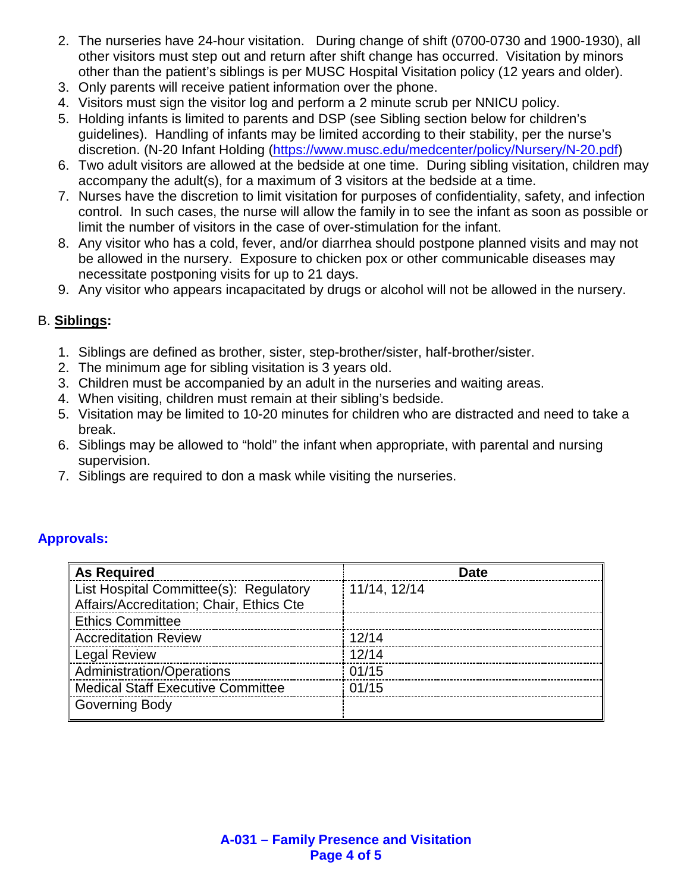2. The nurseries have 24-hour visitation. During change of shift (0700-0730 and 1900-1930), all other visitors must step out and return after shift change has occurred. Visitation by minors other than the patient's siblings is per MUSC Hospital Visitation policy (12 years and older).
3. Only parents will receive patient information over the phone.
4. Visitors must sign the visitor log and perform a 2 minute scrub per NNICU policy.
5. Holding infants is limited to parents and DSP (see Sibling section below for children's guidelines). Handling of infants may be limited according to their stability, per the nurse's discretion. (N-20 Infant Holding (https://www.musc.edu/medcenter/policy/Nursery/N-20.pdf)
6. Two adult visitors are allowed at the bedside at one time. During sibling visitation, children may accompany the adult(s), for a maximum of 3 visitors at the bedside at a time.
7. Nurses have the discretion to limit visitation for purposes of confidentiality, safety, and infection control. In such cases, the nurse will allow the family in to see the infant as soon as possible or limit the number of visitors in the case of over-stimulation for the infant.
8. Any visitor who has a cold, fever, and/or diarrhea should postpone planned visits and may not be allowed in the nursery. Exposure to chicken pox or other communicable diseases may necessitate postponing visits for up to 21 days.
9. Any visitor who appears incapacitated by drugs or alcohol will not be allowed in the nursery.

B. **Siblings:**

1. Siblings are defined as brother, sister, step-brother/sister, half-brother/sister.
2. The minimum age for sibling visitation is 3 years old.
3. Children must be accompanied by an adult in the nurseries and waiting areas.
4. When visiting, children must remain at their sibling's bedside.
5. Visitation may be limited to 10-20 minutes for children who are distracted and need to take a break.
6. Siblings may be allowed to "hold" the infant when appropriate, with parental and nursing supervision.
7. Siblings are required to don a mask while visiting the nurseries.

## Approvals:

| As Required | Date |
|---|---|
| List Hospital Committee(s): Regulatory Affairs/Accreditation; Chair, Ethics Cte | 11/14, 12/14 |
| Ethics Committee | |
| Accreditation Review | 12/14 |
| Legal Review | 12/14 |
| Administration/Operations | 01/15 |
| Medical Staff Executive Committee | 01/15 |
| Governing Body | |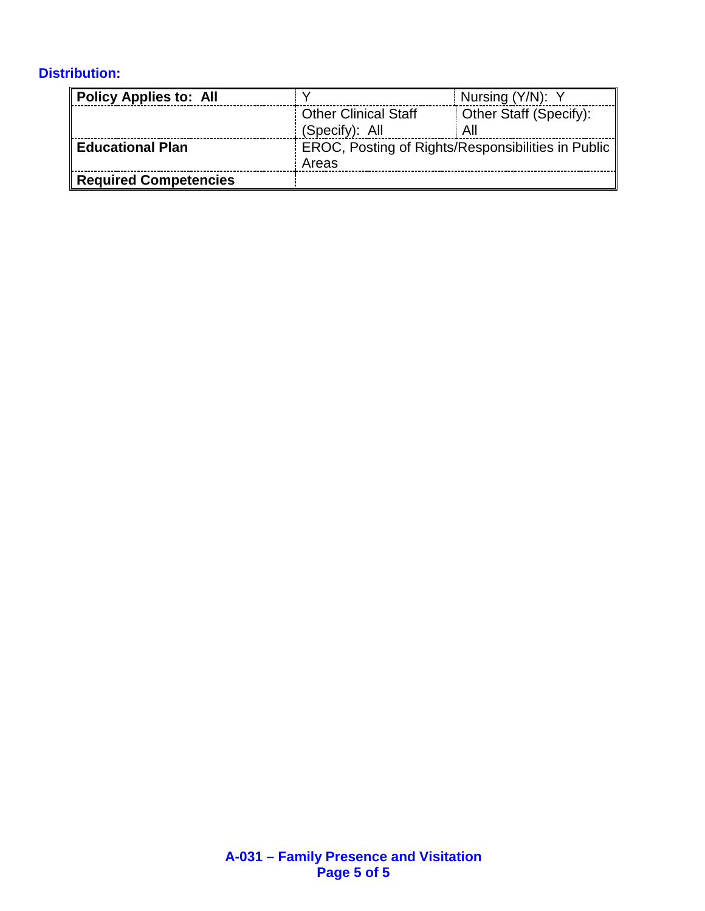**Distribution:**

| Policy Applies to: All | Y | Nursing (Y/N): Y |
|---|---|---|
| | Other Clinical Staff (Specify): All | Other Staff (Specify): All |
| Educational Plan | EROC, Posting of Rights/Responsibilities in Public Areas | |
| Required Competencies | | |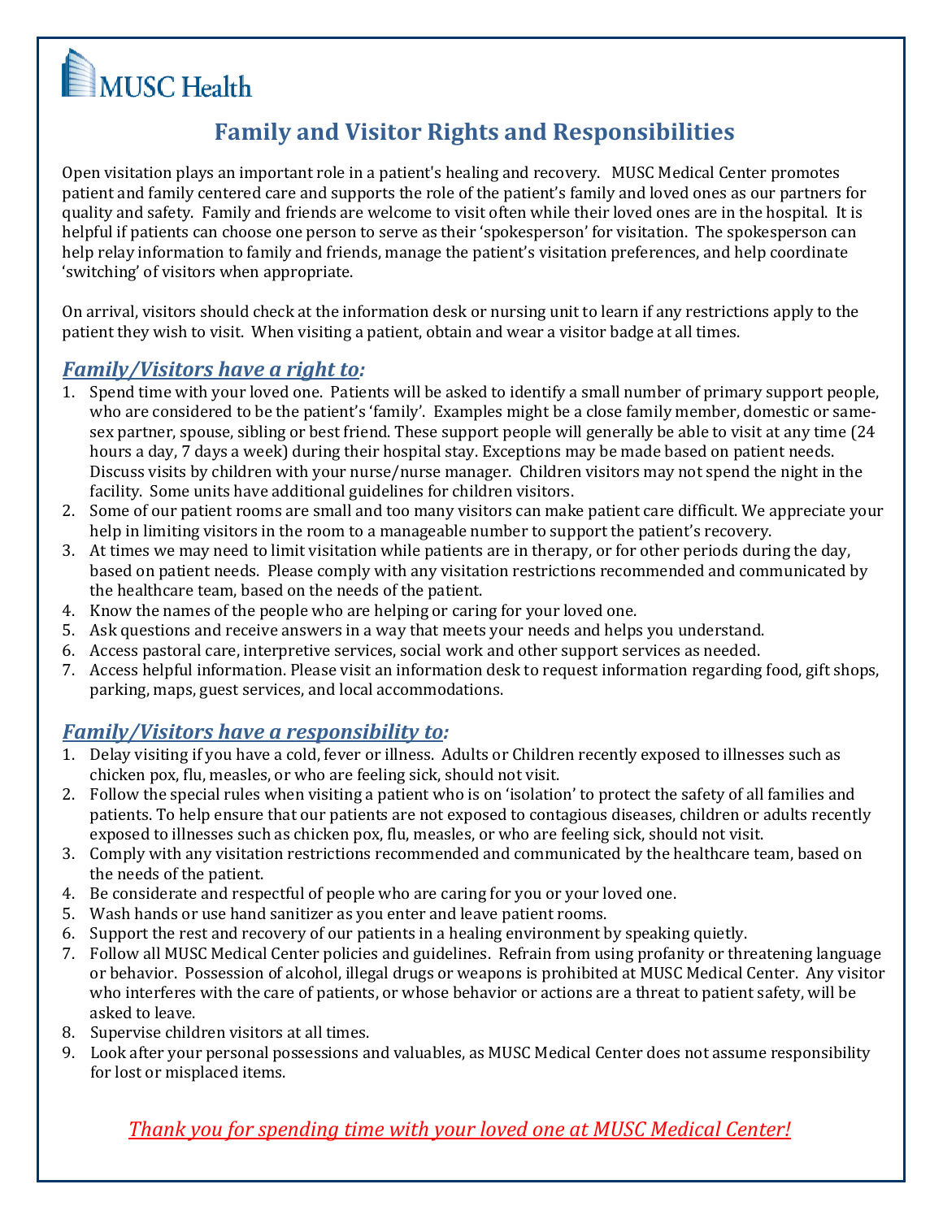MUSC Health

# Family and Visitor Rights and Responsibilities

Open visitation plays an important role in a patient's healing and recovery. MUSC Medical Center promotes patient and family centered care and supports the role of the patient's family and loved ones as our partners for quality and safety. Family and friends are welcome to visit often while their loved ones are in the hospital. It is helpful if patients can choose one person to serve as their 'spokesperson' for visitation. The spokesperson can help relay information to family and friends, manage the patient's visitation preferences, and help coordinate 'switching' of visitors when appropriate.

On arrival, visitors should check at the information desk or nursing unit to learn if any restrictions apply to the patient they wish to visit. When visiting a patient, obtain and wear a visitor badge at all times.

## ***Family/Visitors have a right to:***

1. Spend time with your loved one. Patients will be asked to identify a small number of primary support people, who are considered to be the patient's 'family'. Examples might be a close family member, domestic or same-sex partner, spouse, sibling or best friend. These support people will generally be able to visit at any time (24 hours a day, 7 days a week) during their hospital stay. Exceptions may be made based on patient needs. Discuss visits by children with your nurse/nurse manager. Children visitors may not spend the night in the facility. Some units have additional guidelines for children visitors.
2. Some of our patient rooms are small and too many visitors can make patient care difficult. We appreciate your help in limiting visitors in the room to a manageable number to support the patient's recovery.
3. At times we may need to limit visitation while patients are in therapy, or for other periods during the day, based on patient needs. Please comply with any visitation restrictions recommended and communicated by the healthcare team, based on the needs of the patient.
4. Know the names of the people who are helping or caring for your loved one.
5. Ask questions and receive answers in a way that meets your needs and helps you understand.
6. Access pastoral care, interpretive services, social work and other support services as needed.
7. Access helpful information. Please visit an information desk to request information regarding food, gift shops, parking, maps, guest services, and local accommodations.

## ***Family/Visitors have a responsibility to:***

1. Delay visiting if you have a cold, fever or illness. Adults or Children recently exposed to illnesses such as chicken pox, flu, measles, or who are feeling sick, should not visit.
2. Follow the special rules when visiting a patient who is on 'isolation' to protect the safety of all families and patients. To help ensure that our patients are not exposed to contagious diseases, children or adults recently exposed to illnesses such as chicken pox, flu, measles, or who are feeling sick, should not visit.
3. Comply with any visitation restrictions recommended and communicated by the healthcare team, based on the needs of the patient.
4. Be considerate and respectful of people who are caring for you or your loved one.
5. Wash hands or use hand sanitizer as you enter and leave patient rooms.
6. Support the rest and recovery of our patients in a healing environment by speaking quietly.
7. Follow all MUSC Medical Center policies and guidelines. Refrain from using profanity or threatening language or behavior. Possession of alcohol, illegal drugs or weapons is prohibited at MUSC Medical Center. Any visitor who interferes with the care of patients, or whose behavior or actions are a threat to patient safety, will be asked to leave.
8. Supervise children visitors at all times.
9. Look after your personal possessions and valuables, as MUSC Medical Center does not assume responsibility for lost or misplaced items.

*Thank you for spending time with your loved one at MUSC Medical Center!*